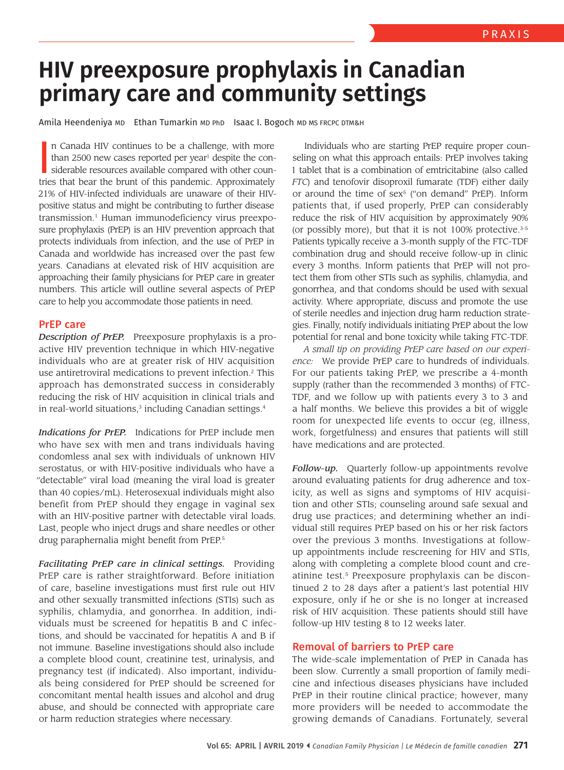# HIV preexposure prophylaxis in Canadian primary care and community settings

Amila Heendeniya MD   Ethan Tumarkin MD PhD   Isaac I. Bogoch MD MS FRCPC DTM&H

In Canada HIV continues to be a challenge, with more than 2500 new cases reported per year[1] despite the considerable resources available compared with other countries that bear the brunt of this pandemic. Approximately 21% of HIV-infected individuals are unaware of their HIV-positive status and might be contributing to further disease transmission.[1] Human immunodeficiency virus preexposure prophylaxis (PrEP) is an HIV prevention approach that protects individuals from infection, and the use of PrEP in Canada and worldwide has increased over the past few years. Canadians at elevated risk of HIV acquisition are approaching their family physicians for PrEP care in greater numbers. This article will outline several aspects of PrEP care to help you accommodate those patients in need.

## PrEP care

***Description of PrEP.*** Preexposure prophylaxis is a proactive HIV prevention technique in which HIV-negative individuals who are at greater risk of HIV acquisition use antiretroviral medications to prevent infection.[2] This approach has demonstrated success in considerably reducing the risk of HIV acquisition in clinical trials and in real-world situations,[3] including Canadian settings.[4]

***Indications for PrEP.*** Indications for PrEP include men who have sex with men and trans individuals having condomless anal sex with individuals of unknown HIV serostatus, or with HIV-positive individuals who have a "detectable" viral load (meaning the viral load is greater than 40 copies/mL). Heterosexual individuals might also benefit from PrEP should they engage in vaginal sex with an HIV-positive partner with detectable viral loads. Last, people who inject drugs and share needles or other drug paraphernalia might benefit from PrEP.[5]

***Facilitating PrEP care in clinical settings.*** Providing PrEP care is rather straightforward. Before initiation of care, baseline investigations must first rule out HIV and other sexually transmitted infections (STIs) such as syphilis, chlamydia, and gonorrhea. In addition, individuals must be screened for hepatitis B and C infections, and should be vaccinated for hepatitis A and B if not immune. Baseline investigations should also include a complete blood count, creatinine test, urinalysis, and pregnancy test (if indicated). Also important, individuals being considered for PrEP should be screened for concomitant mental health issues and alcohol and drug abuse, and should be connected with appropriate care or harm reduction strategies where necessary.

Individuals who are starting PrEP require proper counseling on what this approach entails: PrEP involves taking 1 tablet that is a combination of emtricitabine (also called *FTC*) and tenofovir disoproxil fumarate (TDF) either daily or around the time of sex[5] ("on demand" PrEP). Inform patients that, if used properly, PrEP can considerably reduce the risk of HIV acquisition by approximately 90% (or possibly more), but that it is not 100% protective.[3-5] Patients typically receive a 3-month supply of the FTC-TDF combination drug and should receive follow-up in clinic every 3 months. Inform patients that PrEP will not protect them from other STIs such as syphilis, chlamydia, and gonorrhea, and that condoms should be used with sexual activity. Where appropriate, discuss and promote the use of sterile needles and injection drug harm reduction strategies. Finally, notify individuals initiating PrEP about the low potential for renal and bone toxicity while taking FTC-TDF.

*A small tip on providing PrEP care based on our experience:* We provide PrEP care to hundreds of individuals. For our patients taking PrEP, we prescribe a 4-month supply (rather than the recommended 3 months) of FTC-TDF, and we follow up with patients every 3 to 3 and a half months. We believe this provides a bit of wiggle room for unexpected life events to occur (eg, illness, work, forgetfulness) and ensures that patients will still have medications and are protected.

***Follow-up.*** Quarterly follow-up appointments revolve around evaluating patients for drug adherence and toxicity, as well as signs and symptoms of HIV acquisition and other STIs; counseling around safe sexual and drug use practices; and determining whether an individual still requires PrEP based on his or her risk factors over the previous 3 months. Investigations at follow-up appointments include rescreening for HIV and STIs, along with completing a complete blood count and creatinine test.[5] Preexposure prophylaxis can be discontinued 2 to 28 days after a patient's last potential HIV exposure, only if he or she is no longer at increased risk of HIV acquisition. These patients should still have follow-up HIV testing 8 to 12 weeks later.

## Removal of barriers to PrEP care

The wide-scale implementation of PrEP in Canada has been slow. Currently a small proportion of family medicine and infectious diseases physicians have included PrEP in their routine clinical practice; however, many more providers will be needed to accommodate the growing demands of Canadians. Fortunately, several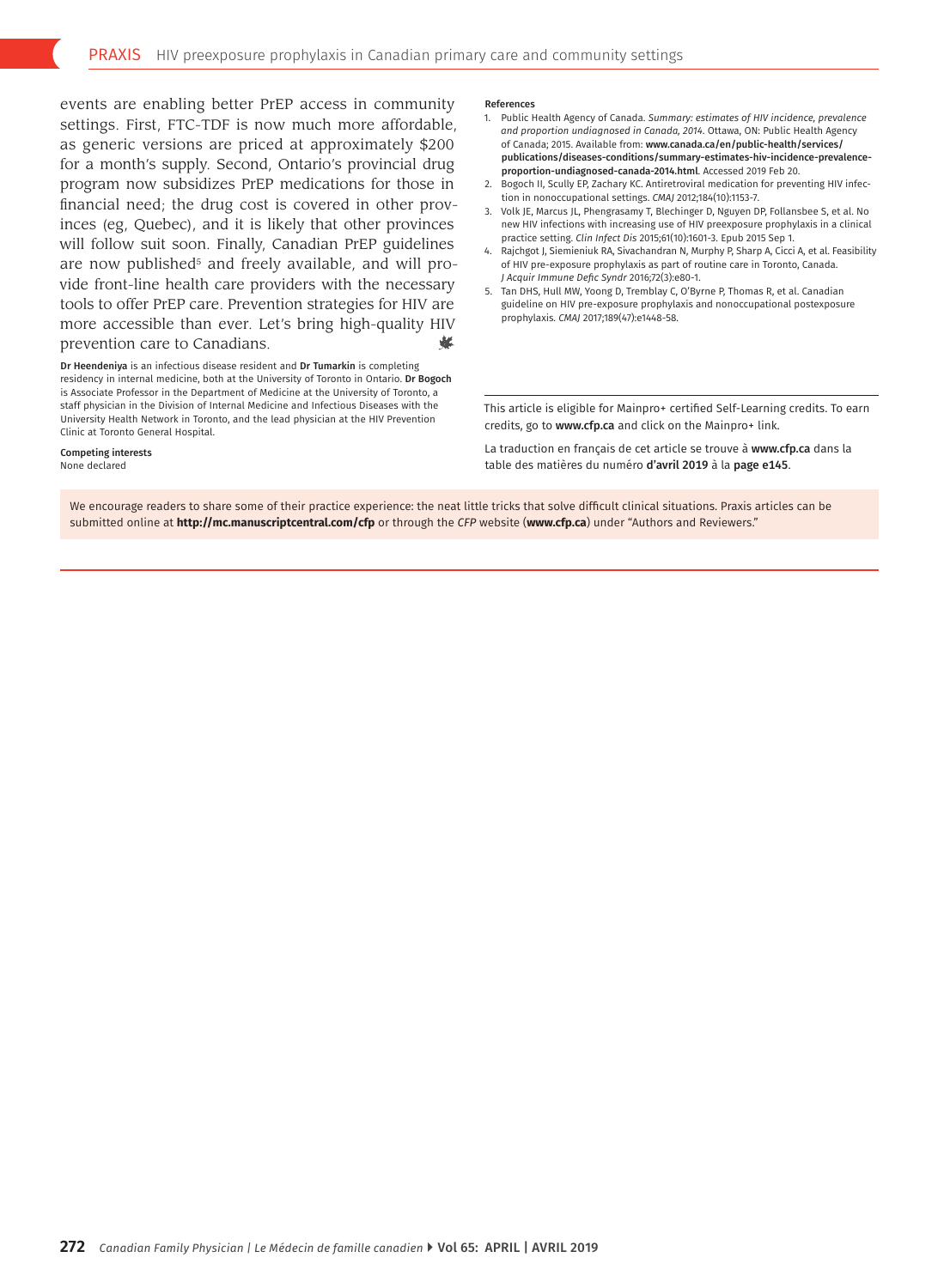events are enabling better PrEP access in community settings. First, FTC-TDF is now much more affordable, as generic versions are priced at approximately $200 for a month's supply. Second, Ontario's provincial drug program now subsidizes PrEP medications for those in financial need; the drug cost is covered in other provinces (eg, Quebec), and it is likely that other provinces will follow suit soon. Finally, Canadian PrEP guidelines are now published[5] and freely available, and will provide front-line health care providers with the necessary tools to offer PrEP care. Prevention strategies for HIV are more accessible than ever. Let's bring high-quality HIV prevention care to Canadians.

**Dr Heendeniya** is an infectious disease resident and **Dr Tumarkin** is completing residency in internal medicine, both at the University of Toronto in Ontario. **Dr Bogoch** is Associate Professor in the Department of Medicine at the University of Toronto, a staff physician in the Division of Internal Medicine and Infectious Diseases with the University Health Network in Toronto, and the lead physician at the HIV Prevention Clinic at Toronto General Hospital.

**Competing interests**

None declared

**References**

1. Public Health Agency of Canada. *Summary: estimates of HIV incidence, prevalence and proportion undiagnosed in Canada, 2014*. Ottawa, ON: Public Health Agency of Canada; 2015. Available from: **www.canada.ca/en/public-health/services/publications/diseases-conditions/summary-estimates-hiv-incidence-prevalence-proportion-undiagnosed-canada-2014.html**. Accessed 2019 Feb 20.
2. Bogoch II, Scully EP, Zachary KC. Antiretroviral medication for preventing HIV infection in nonoccupational settings. *CMAJ* 2012;184(10):1153-7.
3. Volk JE, Marcus JL, Phengrasamy T, Blechinger D, Nguyen DP, Follansbee S, et al. No new HIV infections with increasing use of HIV preexposure prophylaxis in a clinical practice setting. *Clin Infect Dis* 2015;61(10):1601-3. Epub 2015 Sep 1.
4. Rajchgot J, Siemieniuk RA, Sivachandran N, Murphy P, Sharp A, Cicci A, et al. Feasibility of HIV pre-exposure prophylaxis as part of routine care in Toronto, Canada. *J Acquir Immune Defic Syndr* 2016;72(3):e80-1.
5. Tan DHS, Hull MW, Yoong D, Tremblay C, O'Byrne P, Thomas R, et al. Canadian guideline on HIV pre-exposure prophylaxis and nonoccupational postexposure prophylaxis. *CMAJ* 2017;189(47):e1448-58.

This article is eligible for Mainpro+ certified Self-Learning credits. To earn credits, go to **www.cfp.ca** and click on the Mainpro+ link.

La traduction en français de cet article se trouve à **www.cfp.ca** dans la table des matières du numéro **d'avril 2019** à la **page e145**.

We encourage readers to share some of their practice experience: the neat little tricks that solve difficult clinical situations. Praxis articles can be submitted online at **http://mc.manuscriptcentral.com/cfp** or through the *CFP* website (**www.cfp.ca**) under "Authors and Reviewers."